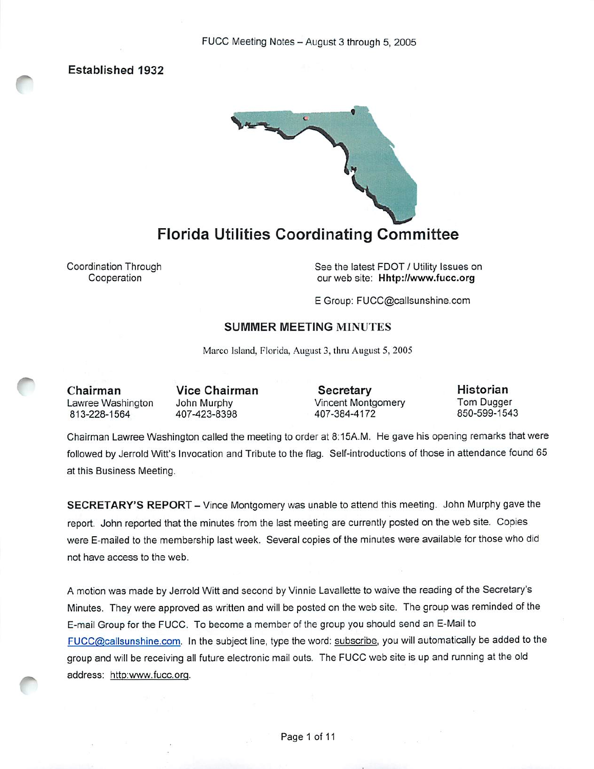**Established 1932**

# Florida Utilities Coordinating Committee

Coordination Through Cooperation

See the latest FDOT / Utility Issues on our web site: **Hhttp://www.fucc.org**

E Group: FUCC@callsunshine.com

## SUMMER MEETING MINUTES

Marco Island, Florida, August 3, thru August 5, 2005

| Chairman | Vice Chairman | Secretary | Historian |
| --- | --- | --- | --- |
| Lawree Washington | John Murphy | Vincent Montgomery | Tom Dugger |
| 813-228-1564 | 407-423-8398 | 407-384-4172 | 850-599-1543 |

Chairman Lawree Washington called the meeting to order at 8:15A.M. He gave his opening remarks that were followed by Jerrold Witt's Invocation and Tribute to the flag. Self-introductions of those in attendance found 65 at this Business Meeting.

**SECRETARY'S REPORT** – Vince Montgomery was unable to attend this meeting. John Murphy gave the report. John reported that the minutes from the last meeting are currently posted on the web site. Copies were E-mailed to the membership last week. Several copies of the minutes were available for those who did not have access to the web.

A motion was made by Jerrold Witt and second by Vinnie Lavallette to waive the reading of the Secretary's Minutes. They were approved as written and will be posted on the web site. The group was reminded of the E-mail Group for the FUCC. To become a member of the group you should send an E-Mail to FUCC@callsunshine.com. In the subject line, type the word: subscribe, you will automatically be added to the group and will be receiving all future electronic mail outs. The FUCC web site is up and running at the old address: http:www.fucc.org.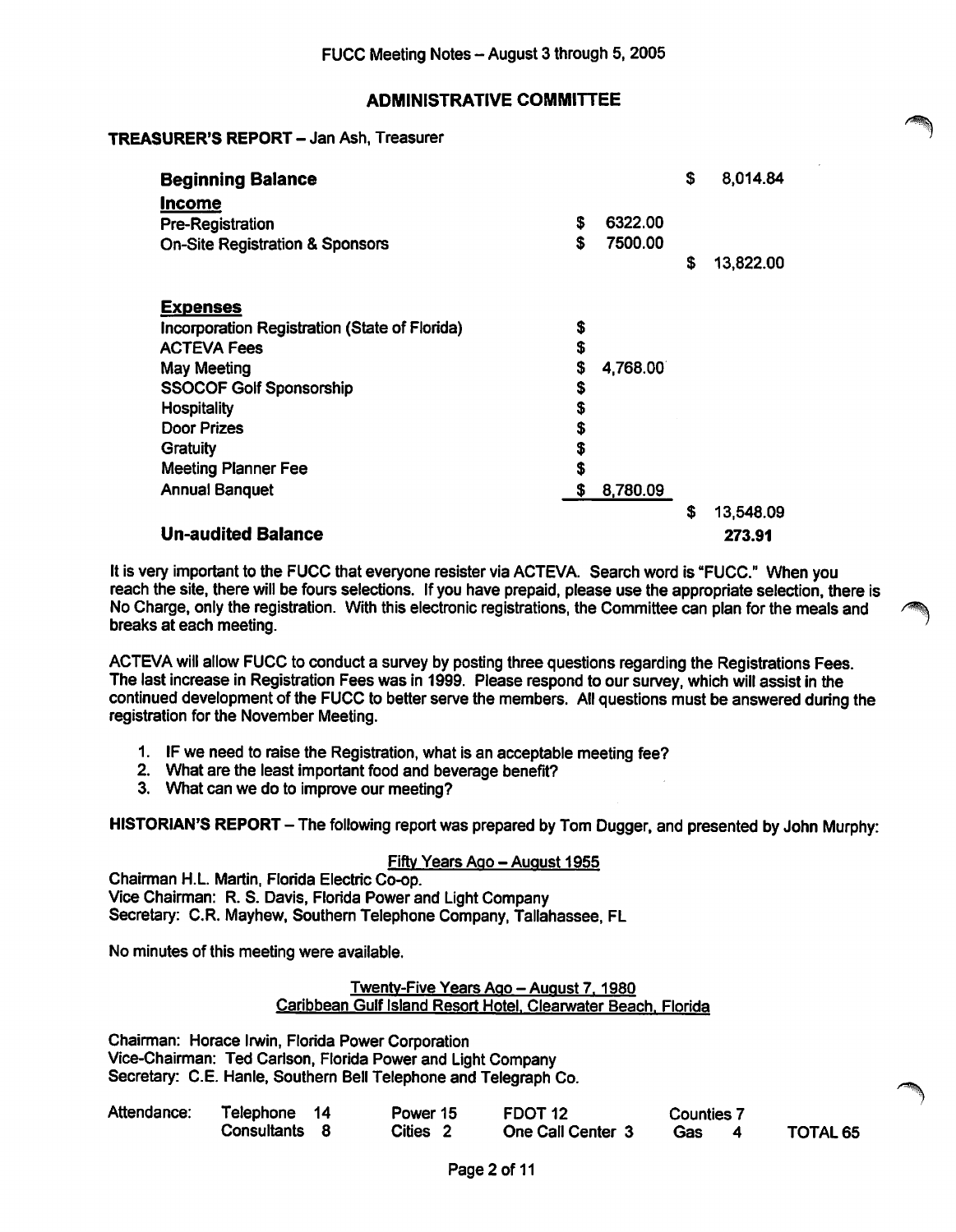FUCC Meeting Notes – August 3 through 5, 2005

## ADMINISTRATIVE COMMITTEE

**TREASURER'S REPORT** – Jan Ash, Treasurer

| | | |
|---|---|---|
| **Beginning Balance** | | $ 8,014.84 |
| **Income** | | |
| Pre-Registration | $ 6322.00 | |
| On-Site Registration & Sponsors | $ 7500.00 | |
| | | $ 13,822.00 |
| **Expenses** | | |
| Incorporation Registration (State of Florida) | $ | |
| ACTEVA Fees | $ | |
| May Meeting | $ 4,768.00 | |
| SSOCOF Golf Sponsorship | $ | |
| Hospitality | $ | |
| Door Prizes | $ | |
| Gratuity | $ | |
| Meeting Planner Fee | $ | |
| Annual Banquet | $ 8,780.09 | |
| | | $ 13,548.09 |
| **Un-audited Balance** | | **273.91** |

It is very important to the FUCC that everyone resister via ACTEVA. Search word is "FUCC." When you reach the site, there will be fours selections. If you have prepaid, please use the appropriate selection, there is No Charge, only the registration. With this electronic registrations, the Committee can plan for the meals and breaks at each meeting.

ACTEVA will allow FUCC to conduct a survey by posting three questions regarding the Registrations Fees. The last increase in Registration Fees was in 1999. Please respond to our survey, which will assist in the continued development of the FUCC to better serve the members. All questions must be answered during the registration for the November Meeting.

1. IF we need to raise the Registration, what is an acceptable meeting fee?
2. What are the least important food and beverage benefit?
3. What can we do to improve our meeting?

**HISTORIAN'S REPORT** – The following report was prepared by Tom Dugger, and presented by John Murphy:

Fifty Years Ago – August 1955

Chairman H.L. Martin, Florida Electric Co-op.
Vice Chairman: R. S. Davis, Florida Power and Light Company
Secretary: C.R. Mayhew, Southern Telephone Company, Tallahassee, FL

No minutes of this meeting were available.

Twenty-Five Years Ago – August 7, 1980
Caribbean Gulf Island Resort Hotel, Clearwater Beach, Florida

Chairman: Horace Irwin, Florida Power Corporation
Vice-Chairman: Ted Carlson, Florida Power and Light Company
Secretary: C.E. Hanle, Southern Bell Telephone and Telegraph Co.

| Attendance: | Telephone 14 | Power 15 | FDOT 12 | Counties 7 | |
|---|---|---|---|---|---|
| | Consultants 8 | Cities 2 | One Call Center 3 | Gas 4 | TOTAL 65 |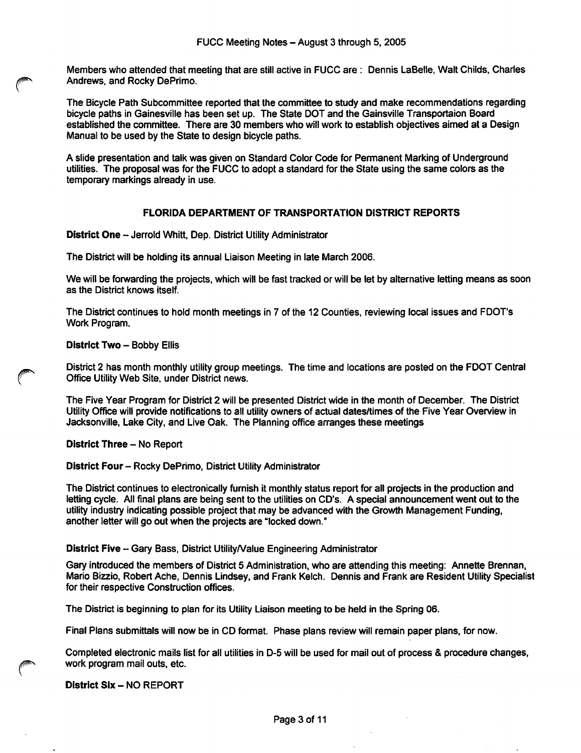Members who attended that meeting that are still active in FUCC are : Dennis LaBelle, Walt Childs, Charles Andrews, and Rocky DePrimo.

The Bicycle Path Subcommittee reported that the committee to study and make recommendations regarding bicycle paths in Gainesville has been set up. The State DOT and the Gainsville Transportaion Board established the committee. There are 30 members who will work to establish objectives aimed at a Design Manual to be used by the State to design bicycle paths.

A slide presentation and talk was given on Standard Color Code for Permanent Marking of Underground utilities. The proposal was for the FUCC to adopt a standard for the State using the same colors as the temporary markings already in use.

## FLORIDA DEPARTMENT OF TRANSPORTATION DISTRICT REPORTS

**District One** – Jerrold Whitt, Dep. District Utility Administrator

The District will be holding its annual Liaison Meeting in late March 2006.

We will be forwarding the projects, which will be fast tracked or will be let by alternative letting means as soon as the District knows itself.

The District continues to hold month meetings in 7 of the 12 Counties, reviewing local issues and FDOT's Work Program.

**District Two** – Bobby Ellis

District 2 has month monthly utility group meetings. The time and locations are posted on the FDOT Central Office Utility Web Site, under District news.

The Five Year Program for District 2 will be presented District wide in the month of December. The District Utility Office will provide notifications to all utility owners of actual dates/times of the Five Year Overview in Jacksonville, Lake City, and Live Oak. The Planning office arranges these meetings

**District Three** – No Report

**District Four** – Rocky DePrimo, District Utility Administrator

The District continues to electronically furnish it monthly status report for all projects in the production and letting cycle. All final plans are being sent to the utilities on CD's. A special announcement went out to the utility industry indicating possible project that may be advanced with the Growth Management Funding, another letter will go out when the projects are "locked down."

**District Five** – Gary Bass, District Utility/Value Engineering Administrator

Gary introduced the members of District 5 Administration, who are attending this meeting: Annette Brennan, Mario Bizzio, Robert Ache, Dennis Lindsey, and Frank Kelch. Dennis and Frank are Resident Utility Specialist for their respective Construction offices.

The District is beginning to plan for its Utility Liaison meeting to be held in the Spring 06.

Final Plans submittals will now be in CD format. Phase plans review will remain paper plans, for now.

Completed electronic mails list for all utilities in D-5 will be used for mail out of process & procedure changes, work program mail outs, etc.

**District Six** – NO REPORT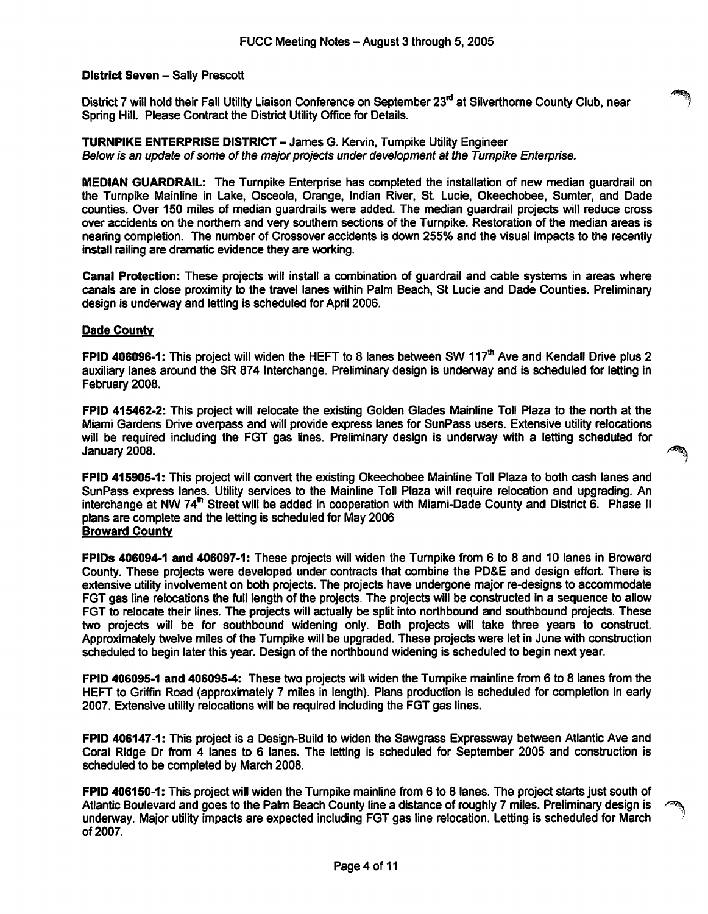FUCC Meeting Notes – August 3 through 5, 2005

**District Seven** – Sally Prescott

District 7 will hold their Fall Utility Liaison Conference on September 23rd at Silverthorne County Club, near Spring Hill. Please Contract the District Utility Office for Details.

**TURNPIKE ENTERPRISE DISTRICT** – James G. Kervin, Turnpike Utility Engineer
*Below is an update of some of the major projects under development at the Turnpike Enterprise.*

**MEDIAN GUARDRAIL:** The Turnpike Enterprise has completed the installation of new median guardrail on the Turnpike Mainline in Lake, Osceola, Orange, Indian River, St. Lucie, Okeechobee, Sumter, and Dade counties. Over 150 miles of median guardrails were added. The median guardrail projects will reduce cross over accidents on the northern and very southern sections of the Turnpike. Restoration of the median areas is nearing completion. The number of Crossover accidents is down 255% and the visual impacts to the recently install railing are dramatic evidence they are working.

**Canal Protection:** These projects will install a combination of guardrail and cable systems in areas where canals are in close proximity to the travel lanes within Palm Beach, St Lucie and Dade Counties. Preliminary design is underway and letting is scheduled for April 2006.

**Dade County**

**FPID 406096-1:** This project will widen the HEFT to 8 lanes between SW 117th Ave and Kendall Drive plus 2 auxiliary lanes around the SR 874 Interchange. Preliminary design is underway and is scheduled for letting in February 2008.

**FPID 415462-2:** This project will relocate the existing Golden Glades Mainline Toll Plaza to the north at the Miami Gardens Drive overpass and will provide express lanes for SunPass users. Extensive utility relocations will be required including the FGT gas lines. Preliminary design is underway with a letting scheduled for January 2008.

**FPID 415905-1:** This project will convert the existing Okeechobee Mainline Toll Plaza to both cash lanes and SunPass express lanes. Utility services to the Mainline Toll Plaza will require relocation and upgrading. An interchange at NW 74th Street will be added in cooperation with Miami-Dade County and District 6. Phase II plans are complete and the letting is scheduled for May 2006

**Broward County**

**FPIDs 406094-1 and 406097-1:** These projects will widen the Turnpike from 6 to 8 and 10 lanes in Broward County. These projects were developed under contracts that combine the PD&E and design effort. There is extensive utility involvement on both projects. The projects have undergone major re-designs to accommodate FGT gas line relocations the full length of the projects. The projects will be constructed in a sequence to allow FGT to relocate their lines. The projects will actually be split into northbound and southbound projects. These two projects will be for southbound widening only. Both projects will take three years to construct. Approximately twelve miles of the Turnpike will be upgraded. These projects were let in June with construction scheduled to begin later this year. Design of the northbound widening is scheduled to begin next year.

**FPID 406095-1 and 406095-4:** These two projects will widen the Turnpike mainline from 6 to 8 lanes from the HEFT to Griffin Road (approximately 7 miles in length). Plans production is scheduled for completion in early 2007. Extensive utility relocations will be required including the FGT gas lines.

**FPID 406147-1:** This project is a Design-Build to widen the Sawgrass Expressway between Atlantic Ave and Coral Ridge Dr from 4 lanes to 6 lanes. The letting is scheduled for September 2005 and construction is scheduled to be completed by March 2008.

**FPID 406150-1:** This project will widen the Turnpike mainline from 6 to 8 lanes. The project starts just south of Atlantic Boulevard and goes to the Palm Beach County line a distance of roughly 7 miles. Preliminary design is underway. Major utility impacts are expected including FGT gas line relocation. Letting is scheduled for March of 2007.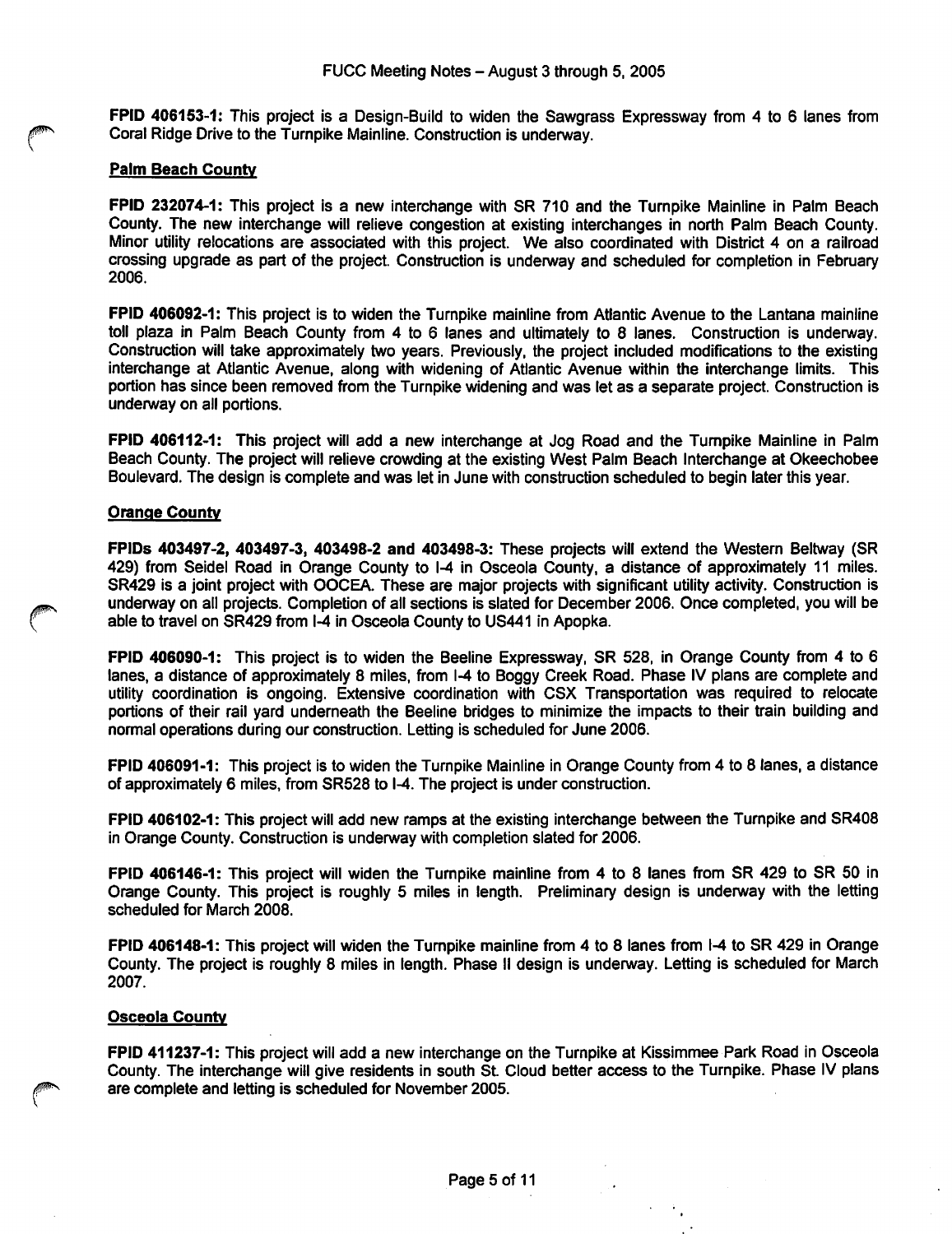**FPID 406153-1:** This project is a Design-Build to widen the Sawgrass Expressway from 4 to 6 lanes from Coral Ridge Drive to the Turnpike Mainline. Construction is underway.

**Palm Beach County**

**FPID 232074-1:** This project is a new interchange with SR 710 and the Turnpike Mainline in Palm Beach County. The new interchange will relieve congestion at existing interchanges in north Palm Beach County. Minor utility relocations are associated with this project. We also coordinated with District 4 on a railroad crossing upgrade as part of the project. Construction is underway and scheduled for completion in February 2006.

**FPID 406092-1:** This project is to widen the Turnpike mainline from Atlantic Avenue to the Lantana mainline toll plaza in Palm Beach County from 4 to 6 lanes and ultimately to 8 lanes. Construction is underway. Construction will take approximately two years. Previously, the project included modifications to the existing interchange at Atlantic Avenue, along with widening of Atlantic Avenue within the interchange limits. This portion has since been removed from the Turnpike widening and was let as a separate project. Construction is underway on all portions.

**FPID 406112-1:** This project will add a new interchange at Jog Road and the Turnpike Mainline in Palm Beach County. The project will relieve crowding at the existing West Palm Beach Interchange at Okeechobee Boulevard. The design is complete and was let in June with construction scheduled to begin later this year.

**Orange County**

**FPIDs 403497-2, 403497-3, 403498-2 and 403498-3:** These projects will extend the Western Beltway (SR 429) from Seidel Road in Orange County to I-4 in Osceola County, a distance of approximately 11 miles. SR429 is a joint project with OOCEA. These are major projects with significant utility activity. Construction is underway on all projects. Completion of all sections is slated for December 2006. Once completed, you will be able to travel on SR429 from I-4 in Osceola County to US441 in Apopka.

**FPID 406090-1:** This project is to widen the Beeline Expressway, SR 528, in Orange County from 4 to 6 lanes, a distance of approximately 8 miles, from I-4 to Boggy Creek Road. Phase IV plans are complete and utility coordination is ongoing. Extensive coordination with CSX Transportation was required to relocate portions of their rail yard underneath the Beeline bridges to minimize the impacts to their train building and normal operations during our construction. Letting is scheduled for June 2006.

**FPID 406091-1:** This project is to widen the Turnpike Mainline in Orange County from 4 to 8 lanes, a distance of approximately 6 miles, from SR528 to I-4. The project is under construction.

**FPID 406102-1:** This project will add new ramps at the existing interchange between the Turnpike and SR408 in Orange County. Construction is underway with completion slated for 2006.

**FPID 406146-1:** This project will widen the Turnpike mainline from 4 to 8 lanes from SR 429 to SR 50 in Orange County. This project is roughly 5 miles in length. Preliminary design is underway with the letting scheduled for March 2008.

**FPID 406148-1:** This project will widen the Turnpike mainline from 4 to 8 lanes from I-4 to SR 429 in Orange County. The project is roughly 8 miles in length. Phase II design is underway. Letting is scheduled for March 2007.

**Osceola County**

**FPID 411237-1:** This project will add a new interchange on the Turnpike at Kissimmee Park Road in Osceola County. The interchange will give residents in south St. Cloud better access to the Turnpike. Phase IV plans are complete and letting is scheduled for November 2005.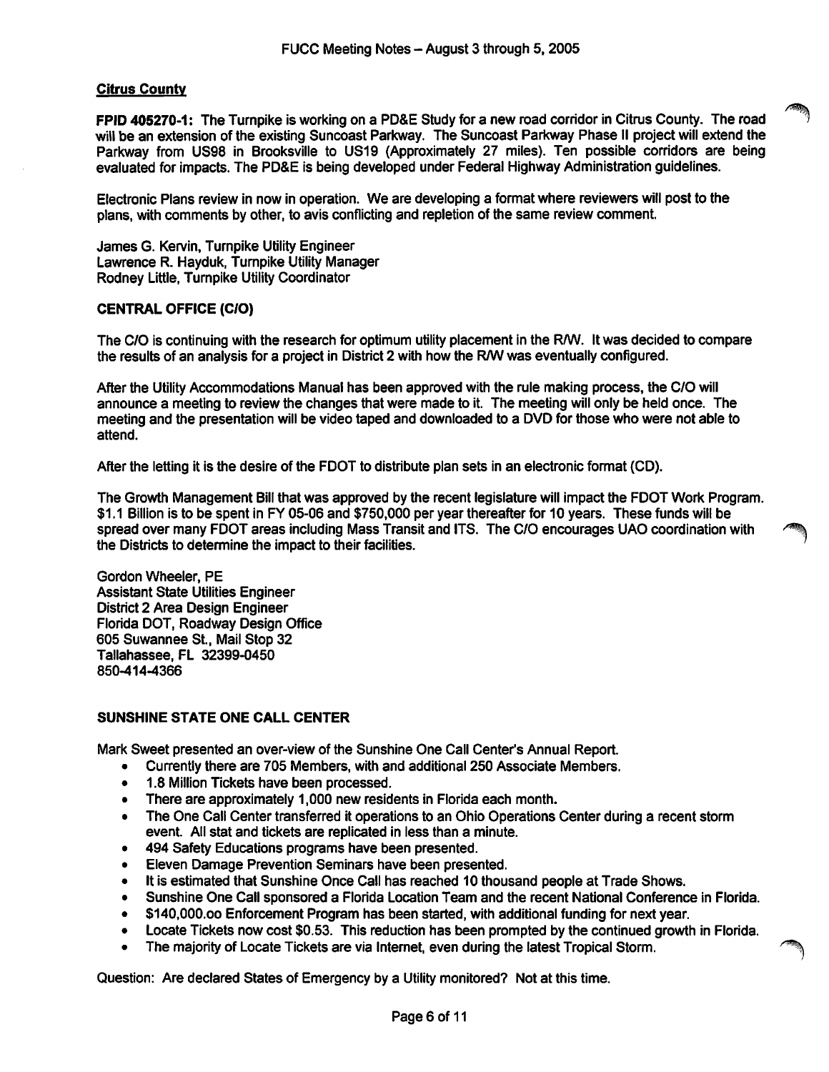### Citrus County

**FPID 405270-1:** The Turnpike is working on a PD&E Study for a new road corridor in Citrus County. The road will be an extension of the existing Suncoast Parkway. The Suncoast Parkway Phase II project will extend the Parkway from US98 in Brooksville to US19 (Approximately 27 miles). Ten possible corridors are being evaluated for impacts. The PD&E is being developed under Federal Highway Administration guidelines.

Electronic Plans review in now in operation. We are developing a format where reviewers will post to the plans, with comments by other, to avis conflicting and repletion of the same review comment.

James G. Kervin, Turnpike Utility Engineer
Lawrence R. Hayduk, Turnpike Utility Manager
Rodney Little, Turnpike Utility Coordinator

### CENTRAL OFFICE (C/O)

The C/O is continuing with the research for optimum utility placement in the R/W. It was decided to compare the results of an analysis for a project in District 2 with how the R/W was eventually configured.

After the Utility Accommodations Manual has been approved with the rule making process, the C/O will announce a meeting to review the changes that were made to it. The meeting will only be held once. The meeting and the presentation will be video taped and downloaded to a DVD for those who were not able to attend.

After the letting it is the desire of the FDOT to distribute plan sets in an electronic format (CD).

The Growth Management Bill that was approved by the recent legislature will impact the FDOT Work Program. $1.1 Billion is to be spent in FY 05-06 and $750,000 per year thereafter for 10 years. These funds will be spread over many FDOT areas including Mass Transit and ITS. The C/O encourages UAO coordination with the Districts to determine the impact to their facilities.

Gordon Wheeler, PE
Assistant State Utilities Engineer
District 2 Area Design Engineer
Florida DOT, Roadway Design Office
605 Suwannee St., Mail Stop 32
Tallahassee, FL 32399-0450
850-414-4366

### SUNSHINE STATE ONE CALL CENTER

Mark Sweet presented an over-view of the Sunshine One Call Center's Annual Report.

- Currently there are 705 Members, with and additional 250 Associate Members.
- 1.8 Million Tickets have been processed.
- There are approximately 1,000 new residents in Florida each month.
- The One Call Center transferred it operations to an Ohio Operations Center during a recent storm event. All stat and tickets are replicated in less than a minute.
- 494 Safety Educations programs have been presented.
- Eleven Damage Prevention Seminars have been presented.
- It is estimated that Sunshine Once Call has reached 10 thousand people at Trade Shows.
- Sunshine One Call sponsored a Florida Location Team and the recent National Conference in Florida.
- $140,000.oo Enforcement Program has been started, with additional funding for next year.
- Locate Tickets now cost $0.53. This reduction has been prompted by the continued growth in Florida.
- The majority of Locate Tickets are via Internet, even during the latest Tropical Storm.

Question: Are declared States of Emergency by a Utility monitored? Not at this time.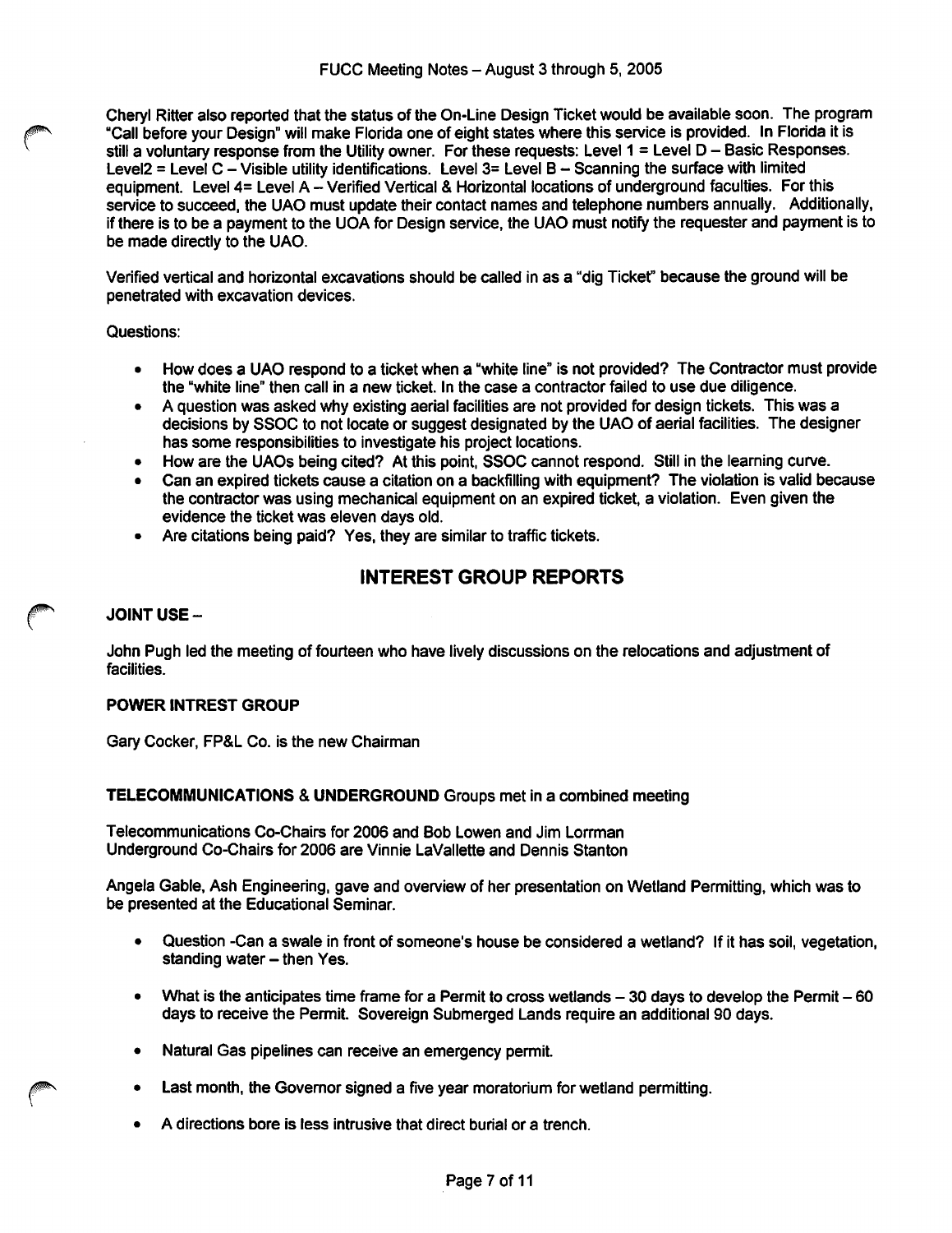Cheryl Ritter also reported that the status of the On-Line Design Ticket would be available soon. The program "Call before your Design" will make Florida one of eight states where this service is provided. In Florida it is still a voluntary response from the Utility owner. For these requests: Level 1 = Level D – Basic Responses. Level2 = Level C – Visible utility identifications. Level 3= Level B – Scanning the surface with limited equipment. Level 4= Level A – Verified Vertical & Horizontal locations of underground faculties. For this service to succeed, the UAO must update their contact names and telephone numbers annually. Additionally, if there is to be a payment to the UOA for Design service, the UAO must notify the requester and payment is to be made directly to the UAO.

Verified vertical and horizontal excavations should be called in as a "dig Ticket" because the ground will be penetrated with excavation devices.

Questions:

- How does a UAO respond to a ticket when a "white line" is not provided? The Contractor must provide the "white line" then call in a new ticket. In the case a contractor failed to use due diligence.
- A question was asked why existing aerial facilities are not provided for design tickets. This was a decisions by SSOC to not locate or suggest designated by the UAO of aerial facilities. The designer has some responsibilities to investigate his project locations.
- How are the UAOs being cited? At this point, SSOC cannot respond. Still in the learning curve.
- Can an expired tickets cause a citation on a backfilling with equipment? The violation is valid because the contractor was using mechanical equipment on an expired ticket, a violation. Even given the evidence the ticket was eleven days old.
- Are citations being paid? Yes, they are similar to traffic tickets.

## INTEREST GROUP REPORTS

**JOINT USE –**

John Pugh led the meeting of fourteen who have lively discussions on the relocations and adjustment of facilities.

**POWER INTREST GROUP**

Gary Cocker, FP&L Co. is the new Chairman

**TELECOMMUNICATIONS** & **UNDERGROUND** Groups met in a combined meeting

Telecommunications Co-Chairs for 2006 and Bob Lowen and Jim Lorrman
Underground Co-Chairs for 2006 are Vinnie LaVallette and Dennis Stanton

Angela Gable, Ash Engineering, gave and overview of her presentation on Wetland Permitting, which was to be presented at the Educational Seminar.

- Question -Can a swale in front of someone's house be considered a wetland? If it has soil, vegetation, standing water – then Yes.

- What is the anticipates time frame for a Permit to cross wetlands – 30 days to develop the Permit – 60 days to receive the Permit. Sovereign Submerged Lands require an additional 90 days.

- Natural Gas pipelines can receive an emergency permit.

- Last month, the Governor signed a five year moratorium for wetland permitting.

- A directions bore is less intrusive that direct burial or a trench.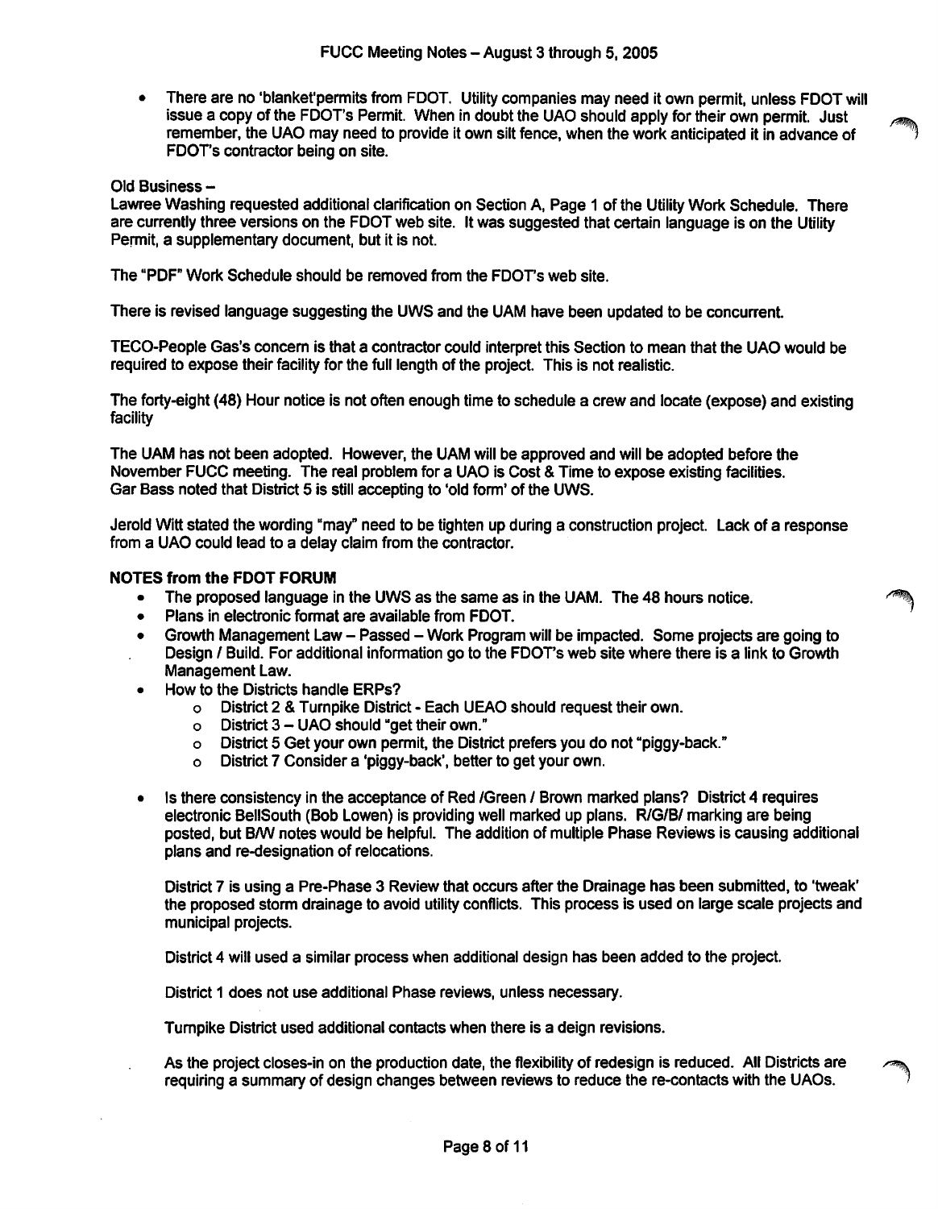- There are no 'blanket'permits from FDOT. Utility companies may need it own permit, unless FDOT will issue a copy of the FDOT's Permit. When in doubt the UAO should apply for their own permit. Just remember, the UAO may need to provide it own silt fence, when the work anticipated it in advance of FDOT's contractor being on site.

Old Business –

Lawree Washing requested additional clarification on Section A, Page 1 of the Utility Work Schedule. There are currently three versions on the FDOT web site. It was suggested that certain language is on the Utility Permit, a supplementary document, but it is not.

The "PDF" Work Schedule should be removed from the FDOT's web site.

There is revised language suggesting the UWS and the UAM have been updated to be concurrent.

TECO-People Gas's concern is that a contractor could interpret this Section to mean that the UAO would be required to expose their facility for the full length of the project. This is not realistic.

The forty-eight (48) Hour notice is not often enough time to schedule a crew and locate (expose) and existing facility

The UAM has not been adopted. However, the UAM will be approved and will be adopted before the November FUCC meeting. The real problem for a UAO is Cost & Time to expose existing facilities.
Gar Bass noted that District 5 is still accepting to 'old form' of the UWS.

Jerold Witt stated the wording "may" need to be tighten up during a construction project. Lack of a response from a UAO could lead to a delay claim from the contractor.

**NOTES from the FDOT FORUM**

- The proposed language in the UWS as the same as in the UAM. The 48 hours notice.
- Plans in electronic format are available from FDOT.
- Growth Management Law – Passed – Work Program will be impacted. Some projects are going to Design / Build. For additional information go to the FDOT's web site where there is a link to Growth Management Law.
- How to the Districts handle ERPs?
    - District 2 & Turnpike District - Each UEAO should request their own.
    - District 3 – UAO should "get their own."
    - District 5 Get your own permit, the District prefers you do not "piggy-back."
    - District 7 Consider a 'piggy-back', better to get your own.
- Is there consistency in the acceptance of Red /Green / Brown marked plans? District 4 requires electronic BellSouth (Bob Lowen) is providing well marked up plans. R/G/B/ marking are being posted, but B/W notes would be helpful. The addition of multiple Phase Reviews is causing additional plans and re-designation of relocations.

  District 7 is using a Pre-Phase 3 Review that occurs after the Drainage has been submitted, to 'tweak' the proposed storm drainage to avoid utility conflicts. This process is used on large scale projects and municipal projects.

  District 4 will used a similar process when additional design has been added to the project.

  District 1 does not use additional Phase reviews, unless necessary.

  Turnpike District used additional contacts when there is a deign revisions.

  As the project closes-in on the production date, the flexibility of redesign is reduced. All Districts are requiring a summary of design changes between reviews to reduce the re-contacts with the UAOs.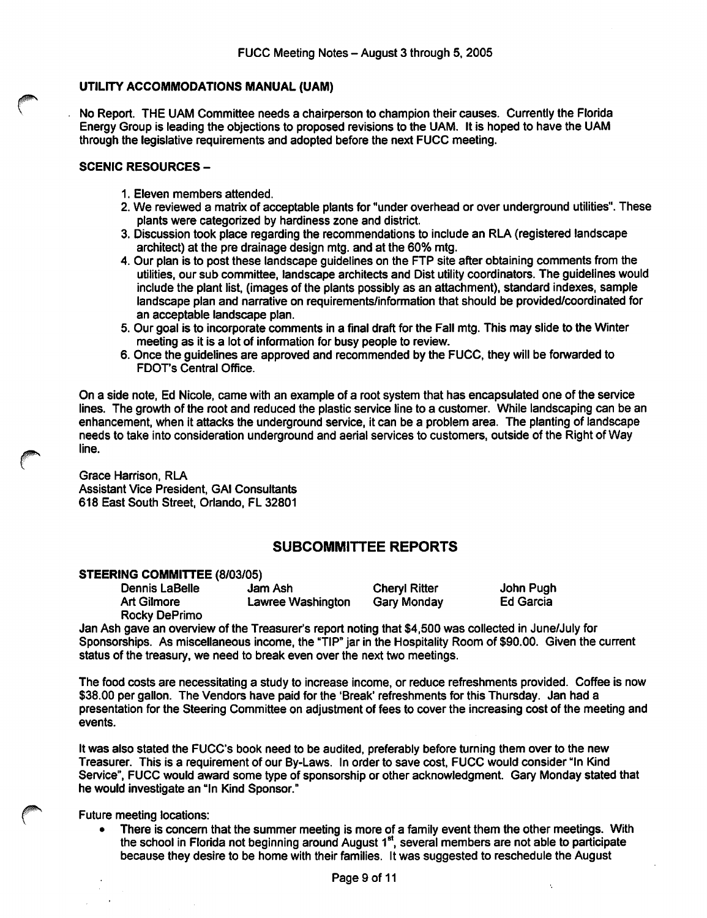### UTILITY ACCOMMODATIONS MANUAL (UAM)

No Report. THE UAM Committee needs a chairperson to champion their causes. Currently the Florida Energy Group is leading the objections to proposed revisions to the UAM. It is hoped to have the UAM through the legislative requirements and adopted before the next FUCC meeting.

### SCENIC RESOURCES –

1. Eleven members attended.
2. We reviewed a matrix of acceptable plants for "under overhead or over underground utilities". These plants were categorized by hardiness zone and district.
3. Discussion took place regarding the recommendations to include an RLA (registered landscape architect) at the pre drainage design mtg. and at the 60% mtg.
4. Our plan is to post these landscape guidelines on the FTP site after obtaining comments from the utilities, our sub committee, landscape architects and Dist utility coordinators. The guidelines would include the plant list, (images of the plants possibly as an attachment), standard indexes, sample landscape plan and narrative on requirements/information that should be provided/coordinated for an acceptable landscape plan.
5. Our goal is to incorporate comments in a final draft for the Fall mtg. This may slide to the Winter meeting as it is a lot of information for busy people to review.
6. Once the guidelines are approved and recommended by the FUCC, they will be forwarded to FDOT's Central Office.

On a side note, Ed Nicole, came with an example of a root system that has encapsulated one of the service lines. The growth of the root and reduced the plastic service line to a customer. While landscaping can be an enhancement, when it attacks the underground service, it can be a problem area. The planting of landscape needs to take into consideration underground and aerial services to customers, outside of the Right of Way line.

Grace Harrison, RLA
Assistant Vice President, GAI Consultants
618 East South Street, Orlando, FL 32801

## SUBCOMMITTEE REPORTS

### STEERING COMMITTEE (8/03/05)

| | | | |
|---|---|---|---|
| Dennis LaBelle | Jam Ash | Cheryl Ritter | John Pugh |
| Art Gilmore | Lawree Washington | Gary Monday | Ed Garcia |
| Rocky DePrimo | | | |

Jan Ash gave an overview of the Treasurer's report noting that $4,500 was collected in June/July for Sponsorships. As miscellaneous income, the "TIP" jar in the Hospitality Room of $90.00. Given the current status of the treasury, we need to break even over the next two meetings.

The food costs are necessitating a study to increase income, or reduce refreshments provided. Coffee is now $38.00 per gallon. The Vendors have paid for the 'Break' refreshments for this Thursday. Jan had a presentation for the Steering Committee on adjustment of fees to cover the increasing cost of the meeting and events.

It was also stated the FUCC's book need to be audited, preferably before turning them over to the new Treasurer. This is a requirement of our By-Laws. In order to save cost, FUCC would consider "In Kind Service", FUCC would award some type of sponsorship or other acknowledgment. Gary Monday stated that he would investigate an "In Kind Sponsor."

Future meeting locations:

- There is concern that the summer meeting is more of a family event them the other meetings. With the school in Florida not beginning around August 1st, several members are not able to participate because they desire to be home with their families. It was suggested to reschedule the August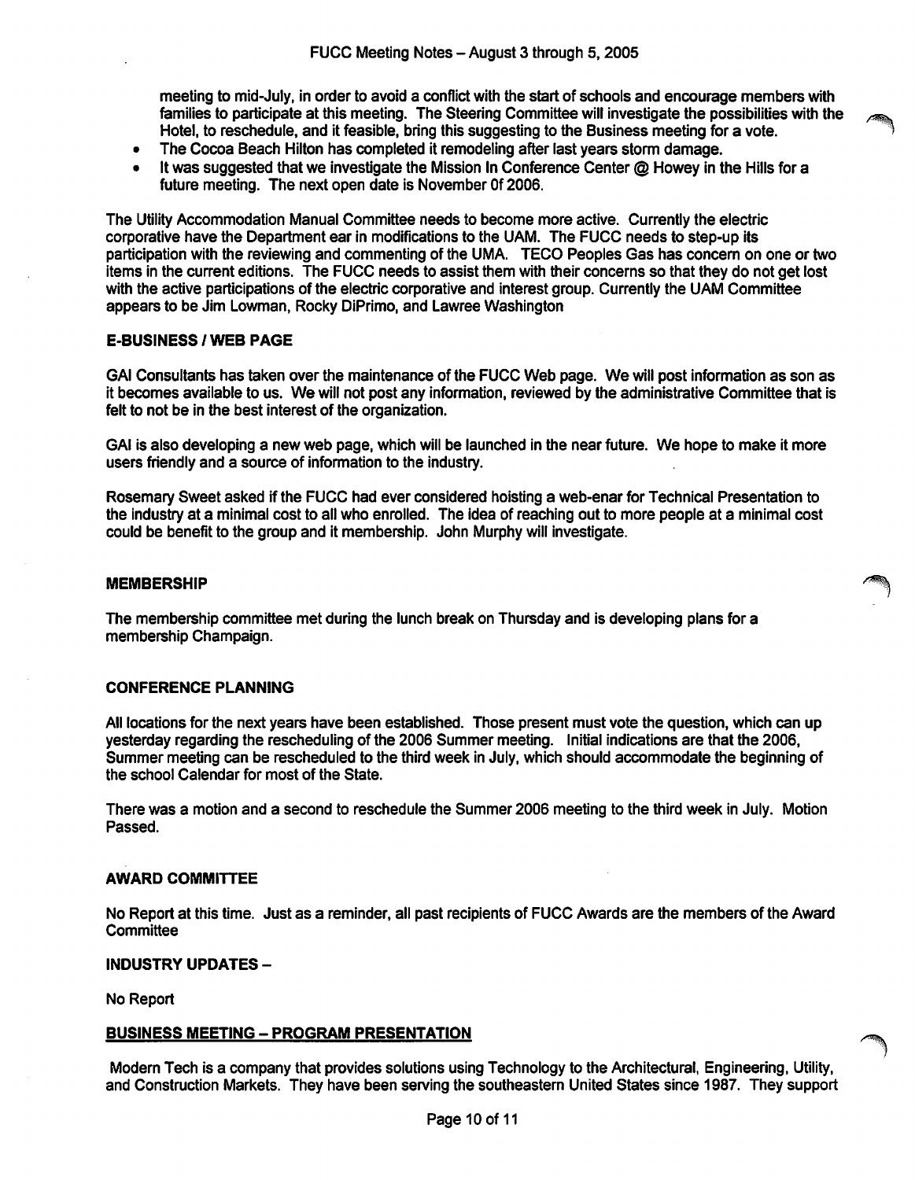meeting to mid-July, in order to avoid a conflict with the start of schools and encourage members with families to participate at this meeting. The Steering Committee will investigate the possibilities with the Hotel, to reschedule, and it feasible, bring this suggesting to the Business meeting for a vote.

- The Cocoa Beach Hilton has completed it remodeling after last years storm damage.
- It was suggested that we investigate the Mission In Conference Center @ Howey in the Hills for a future meeting. The next open date is November 0f 2006.

The Utility Accommodation Manual Committee needs to become more active. Currently the electric corporative have the Department ear in modifications to the UAM. The FUCC needs to step-up its participation with the reviewing and commenting of the UMA. TECO Peoples Gas has concern on one or two items in the current editions. The FUCC needs to assist them with their concerns so that they do not get lost with the active participations of the electric corporative and interest group. Currently the UAM Committee appears to be Jim Lowman, Rocky DiPrimo, and Lawree Washington

**E-BUSINESS / WEB PAGE**

GAI Consultants has taken over the maintenance of the FUCC Web page. We will post information as son as it becomes available to us. We will not post any information, reviewed by the administrative Committee that is felt to not be in the best interest of the organization.

GAI is also developing a new web page, which will be launched in the near future. We hope to make it more users friendly and a source of information to the industry.

Rosemary Sweet asked if the FUCC had ever considered hoisting a web-enar for Technical Presentation to the industry at a minimal cost to all who enrolled. The idea of reaching out to more people at a minimal cost could be benefit to the group and it membership. John Murphy will investigate.

**MEMBERSHIP**

The membership committee met during the lunch break on Thursday and is developing plans for a membership Champaign.

**CONFERENCE PLANNING**

All locations for the next years have been established. Those present must vote the question, which can up yesterday regarding the rescheduling of the 2006 Summer meeting. Initial indications are that the 2006, Summer meeting can be rescheduled to the third week in July, which should accommodate the beginning of the school Calendar for most of the State.

There was a motion and a second to reschedule the Summer 2006 meeting to the third week in July. Motion Passed.

**AWARD COMMITTEE**

No Report at this time. Just as a reminder, all past recipients of FUCC Awards are the members of the Award Committee

**INDUSTRY UPDATES –**

No Report

**BUSINESS MEETING – PROGRAM PRESENTATION**

Modern Tech is a company that provides solutions using Technology to the Architectural, Engineering, Utility, and Construction Markets. They have been serving the southeastern United States since 1987. They support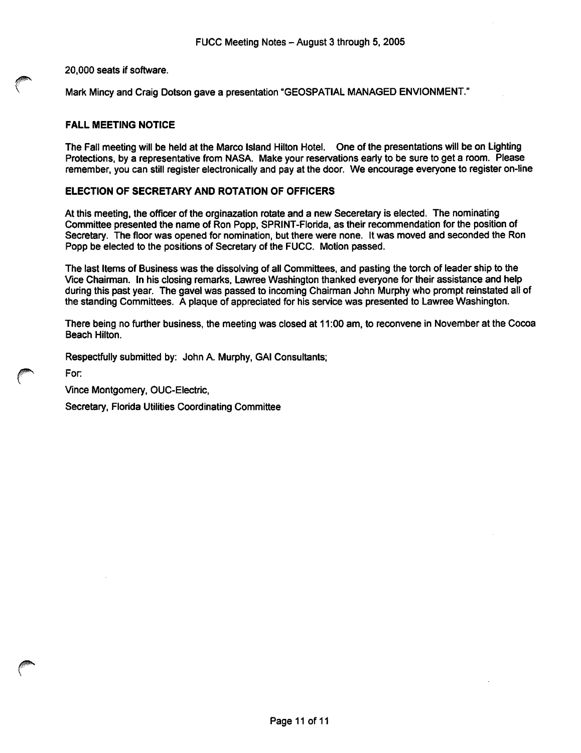20,000 seats if software.

Mark Mincy and Craig Dotson gave a presentation "GEOSPATIAL MANAGED ENVIONMENT."

**FALL MEETING NOTICE**

The Fall meeting will be held at the Marco Island Hilton Hotel. One of the presentations will be on Lighting Protections, by a representative from NASA. Make your reservations early to be sure to get a room. Please remember, you can still register electronically and pay at the door. We encourage everyone to register on-line

**ELECTION OF SECRETARY AND ROTATION OF OFFICERS**

At this meeting, the officer of the orginazation rotate and a new Seceretary is elected. The nominating Committee presented the name of Ron Popp, SPRINT-Florida, as their recommendation for the position of Secretary. The floor was opened for nomination, but there were none. It was moved and seconded the Ron Popp be elected to the positions of Secretary of the FUCC. Motion passed.

The last Items of Business was the dissolving of all Committees, and pasting the torch of leader ship to the Vice Chairman. In his closing remarks, Lawree Washington thanked everyone for their assistance and help during this past year. The gavel was passed to incoming Chairman John Murphy who prompt reinstated all of the standing Committees. A plaque of appreciated for his service was presented to Lawree Washington.

There being no further business, the meeting was closed at 11:00 am, to reconvene in November at the Cocoa Beach Hilton.

Respectfully submitted by: John A. Murphy, GAI Consultants;

For:

Vince Montgomery, OUC-Electric,

Secretary, Florida Utilities Coordinating Committee